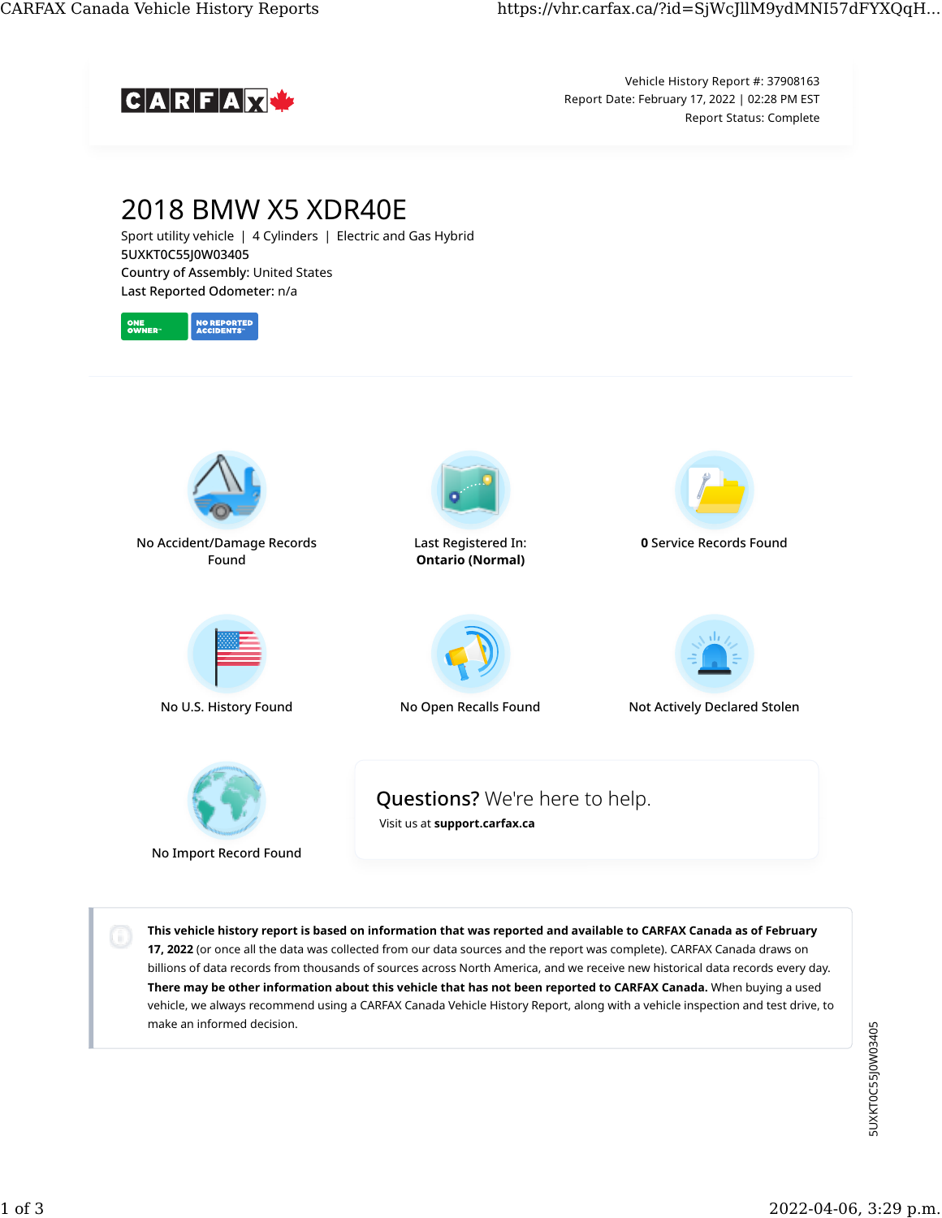CARFAX Canada

Vehicle History Report #: 37908163
Report Date: February 17, 2022 | 02:28 PM EST
Report Status: Complete

# 2018 BMW X5 XDR40E

Sport utility vehicle | 4 Cylinders | Electric and Gas Hybrid
5UXKT0C55J0W03405
**Country of Assembly:** United States
**Last Reported Odometer:** n/a

ONE OWNER | NO REPORTED ACCIDENTS

No Accident/Damage Records Found

Last Registered In: **Ontario (Normal)**

**0** Service Records Found

No U.S. History Found

No Open Recalls Found

Not Actively Declared Stolen

No Import Record Found

## Questions? We're here to help.

Visit us at **support.carfax.ca**

**This vehicle history report is based on information that was reported and available to CARFAX Canada as of February 17, 2022** (or once all the data was collected from our data sources and the report was complete). CARFAX Canada draws on billions of data records from thousands of sources across North America, and we receive new historical data records every day. **There may be other information about this vehicle that has not been reported to CARFAX Canada.** When buying a used vehicle, we always recommend using a CARFAX Canada Vehicle History Report, along with a vehicle inspection and test drive, to make an informed decision.

5UXKT0C55J0W03405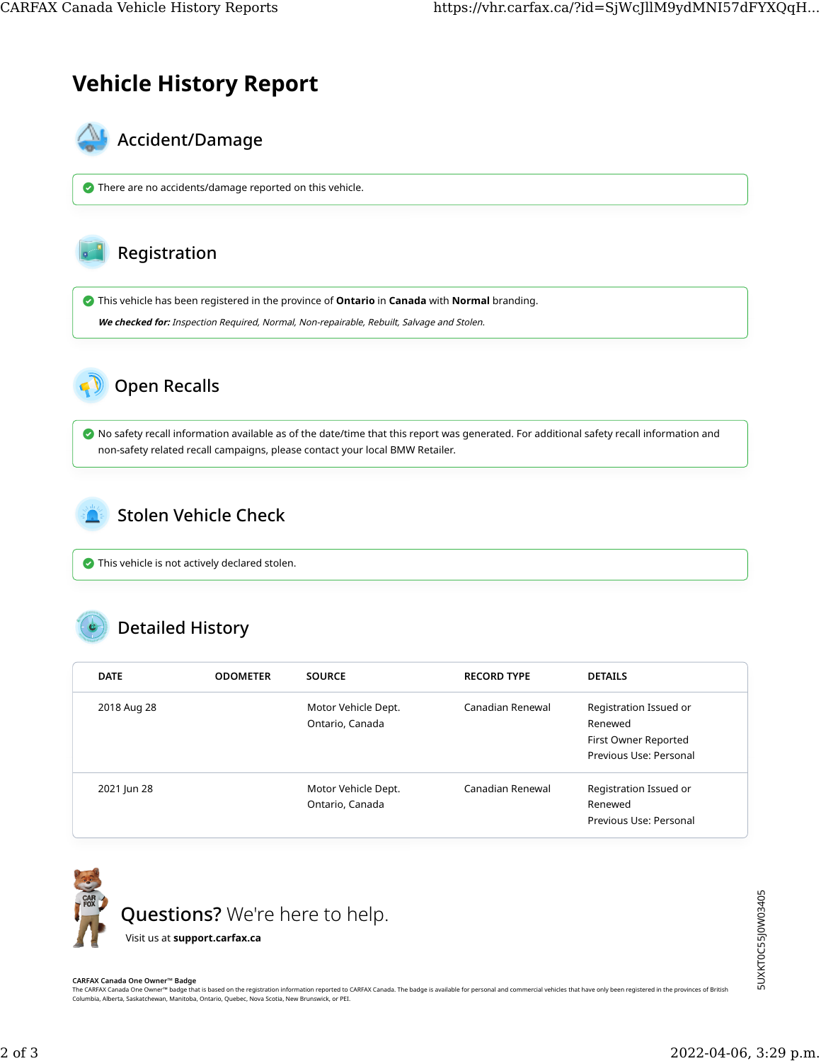# Vehicle History Report

## Accident/Damage

There are no accidents/damage reported on this vehicle.

## Registration

This vehicle has been registered in the province of **Ontario** in **Canada** with **Normal** branding.

***We checked for:*** *Inspection Required, Normal, Non-repairable, Rebuilt, Salvage and Stolen.*

## Open Recalls

No safety recall information available as of the date/time that this report was generated. For additional safety recall information and non-safety related recall campaigns, please contact your local BMW Retailer.

## Stolen Vehicle Check

This vehicle is not actively declared stolen.

## Detailed History

| DATE | ODOMETER | SOURCE | RECORD TYPE | DETAILS |
| --- | --- | --- | --- | --- |
| 2018 Aug 28 | | Motor Vehicle Dept.<br>Ontario, Canada | Canadian Renewal | Registration Issued or Renewed<br>First Owner Reported<br>Previous Use: Personal |
| 2021 Jun 28 | | Motor Vehicle Dept.<br>Ontario, Canada | Canadian Renewal | Registration Issued or Renewed<br>Previous Use: Personal |

**Questions?** We're here to help.

Visit us at **support.carfax.ca**

5UXKT0C55J0W03405

**CARFAX Canada One Owner™ Badge**
The CARFAX Canada One Owner™ badge that is based on the registration information reported to CARFAX Canada. The badge is available for personal and commercial vehicles that have only been registered in the provinces of British Columbia, Alberta, Saskatchewan, Manitoba, Ontario, Quebec, Nova Scotia, New Brunswick, or PEI.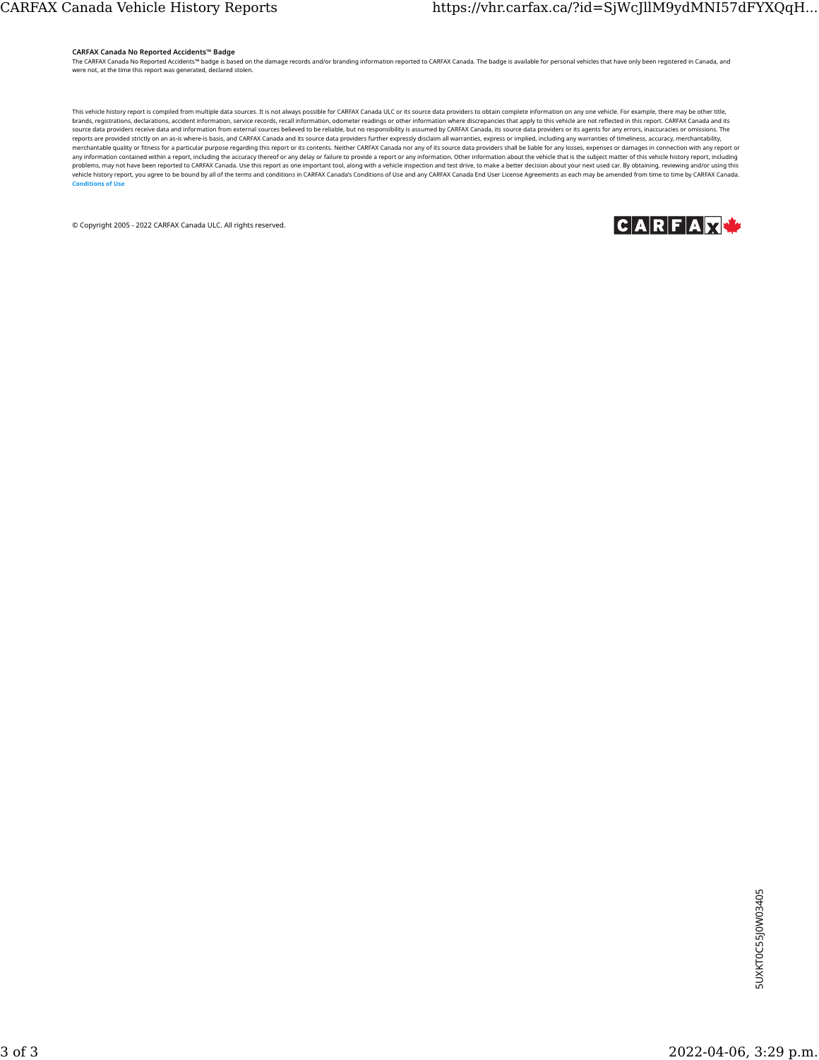**CARFAX Canada No Reported Accidents™ Badge**

The CARFAX Canada No Reported Accidents™ badge is based on the damage records and/or branding information reported to CARFAX Canada. The badge is available for personal vehicles that have only been registered in Canada, and were not, at the time this report was generated, declared stolen.

This vehicle history report is compiled from multiple data sources. It is not always possible for CARFAX Canada ULC or its source data providers to obtain complete information on any one vehicle. For example, there may be other title, brands, registrations, declarations, accident information, service records, recall information, odometer readings or other information where discrepancies that apply to this vehicle are not reflected in this report. CARFAX Canada and its source data providers receive data and information from external sources believed to be reliable, but no responsibility is assumed by CARFAX Canada, its source data providers or its agents for any errors, inaccuracies or omissions. The reports are provided strictly on an as-is where-is basis, and CARFAX Canada and its source data providers further expressly disclaim all warranties, express or implied, including any warranties of timeliness, accuracy, merchantability, merchantable quality or fitness for a particular purpose regarding this report or its contents. Neither CARFAX Canada nor any of its source data providers shall be liable for any losses, expenses or damages in connection with any report or any information contained within a report, including the accuracy thereof or any delay or failure to provide a report or any information. Other information about the vehicle that is the subject matter of this vehicle history report, including problems, may not have been reported to CARFAX Canada. Use this report as one important tool, along with a vehicle inspection and test drive, to make a better decision about your next used car. By obtaining, reviewing and/or using this vehicle history report, you agree to be bound by all of the terms and conditions in CARFAX Canada's Conditions of Use and any CARFAX Canada End User License Agreements as each may be amended from time to time by CARFAX Canada. **Conditions of Use**

© Copyright 2005 - 2022 CARFAX Canada ULC. All rights reserved.

CARFAX

5UXKT0C55J0W03405